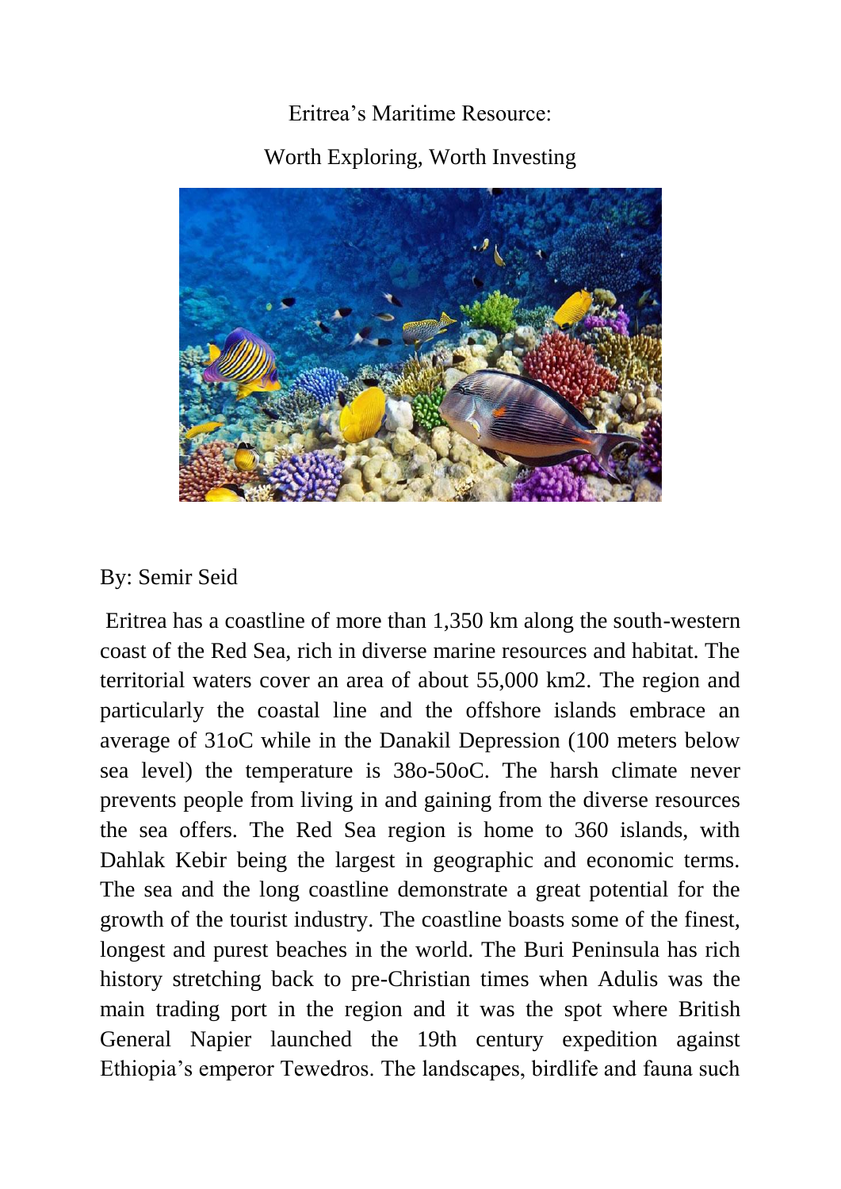# Eritrea's Maritime Resource:

## Worth Exploring, Worth Investing

By: Semir Seid

Eritrea has a coastline of more than 1,350 km along the south-western coast of the Red Sea, rich in diverse marine resources and habitat. The territorial waters cover an area of about 55,000 km2. The region and particularly the coastal line and the offshore islands embrace an average of 31oC while in the Danakil Depression (100 meters below sea level) the temperature is 38o-50oC. The harsh climate never prevents people from living in and gaining from the diverse resources the sea offers. The Red Sea region is home to 360 islands, with Dahlak Kebir being the largest in geographic and economic terms. The sea and the long coastline demonstrate a great potential for the growth of the tourist industry. The coastline boasts some of the finest, longest and purest beaches in the world. The Buri Peninsula has rich history stretching back to pre-Christian times when Adulis was the main trading port in the region and it was the spot where British General Napier launched the 19th century expedition against Ethiopia's emperor Tewedros. The landscapes, birdlife and fauna such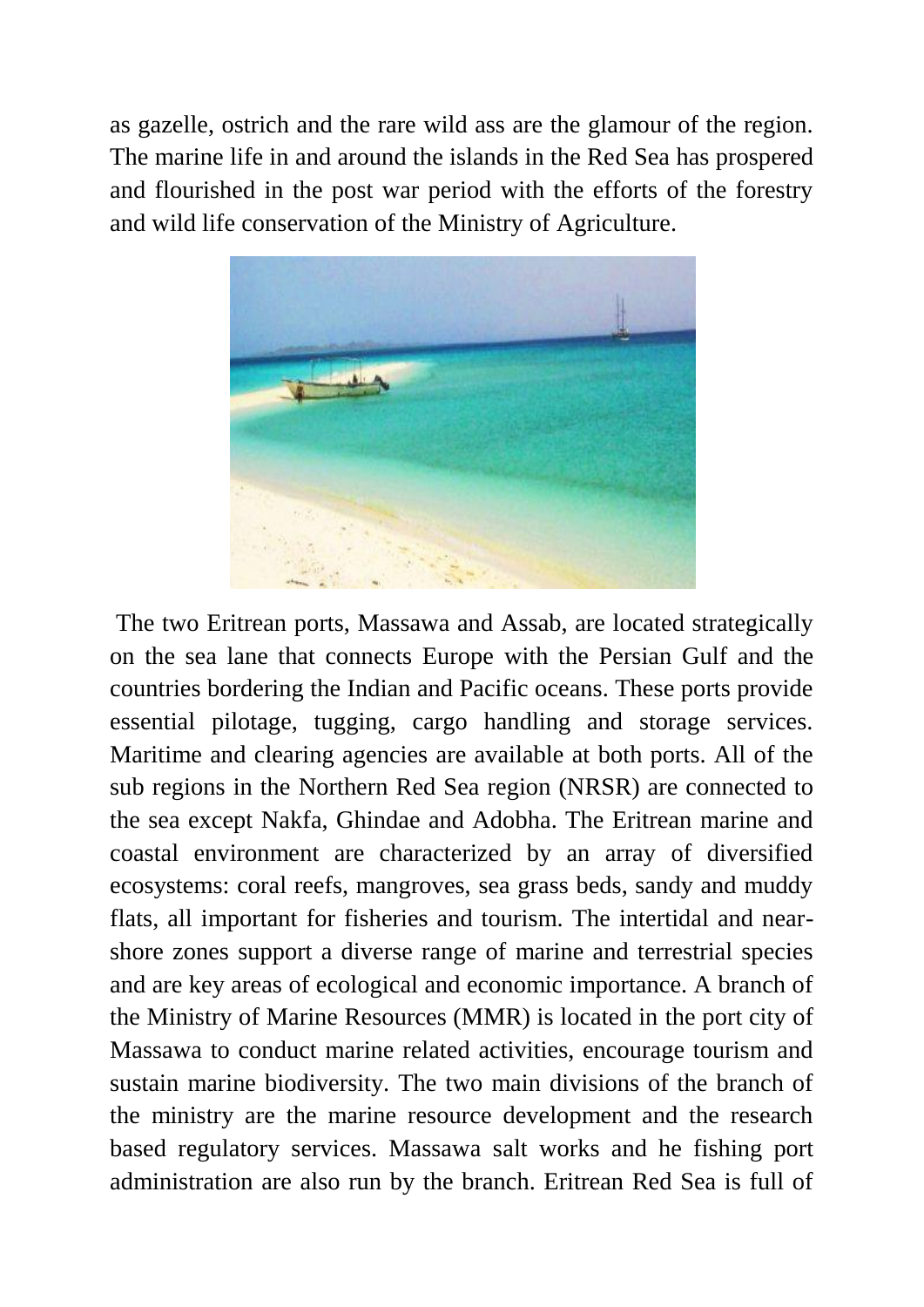as gazelle, ostrich and the rare wild ass are the glamour of the region. The marine life in and around the islands in the Red Sea has prospered and flourished in the post war period with the efforts of the forestry and wild life conservation of the Ministry of Agriculture.

The two Eritrean ports, Massawa and Assab, are located strategically on the sea lane that connects Europe with the Persian Gulf and the countries bordering the Indian and Pacific oceans. These ports provide essential pilotage, tugging, cargo handling and storage services. Maritime and clearing agencies are available at both ports. All of the sub regions in the Northern Red Sea region (NRSR) are connected to the sea except Nakfa, Ghindae and Adobha. The Eritrean marine and coastal environment are characterized by an array of diversified ecosystems: coral reefs, mangroves, sea grass beds, sandy and muddy flats, all important for fisheries and tourism. The intertidal and near-shore zones support a diverse range of marine and terrestrial species and are key areas of ecological and economic importance. A branch of the Ministry of Marine Resources (MMR) is located in the port city of Massawa to conduct marine related activities, encourage tourism and sustain marine biodiversity. The two main divisions of the branch of the ministry are the marine resource development and the research based regulatory services. Massawa salt works and he fishing port administration are also run by the branch. Eritrean Red Sea is full of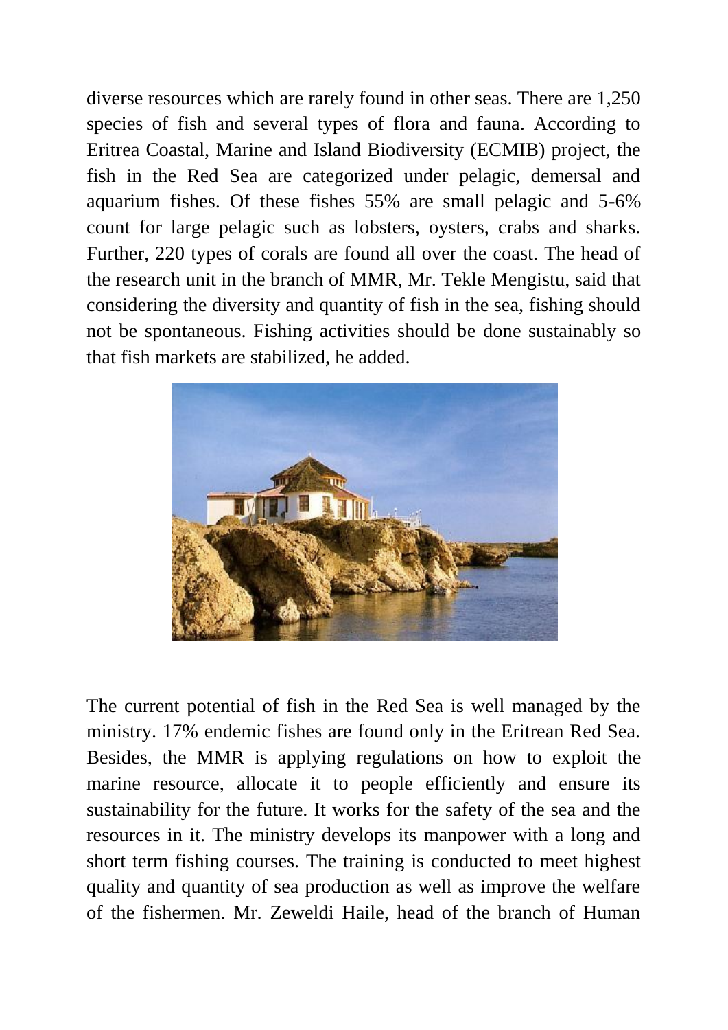diverse resources which are rarely found in other seas. There are 1,250 species of fish and several types of flora and fauna. According to Eritrea Coastal, Marine and Island Biodiversity (ECMIB) project, the fish in the Red Sea are categorized under pelagic, demersal and aquarium fishes. Of these fishes 55% are small pelagic and 5-6% count for large pelagic such as lobsters, oysters, crabs and sharks. Further, 220 types of corals are found all over the coast. The head of the research unit in the branch of MMR, Mr. Tekle Mengistu, said that considering the diversity and quantity of fish in the sea, fishing should not be spontaneous. Fishing activities should be done sustainably so that fish markets are stabilized, he added.

The current potential of fish in the Red Sea is well managed by the ministry. 17% endemic fishes are found only in the Eritrean Red Sea. Besides, the MMR is applying regulations on how to exploit the marine resource, allocate it to people efficiently and ensure its sustainability for the future. It works for the safety of the sea and the resources in it. The ministry develops its manpower with a long and short term fishing courses. The training is conducted to meet highest quality and quantity of sea production as well as improve the welfare of the fishermen. Mr. Zeweldi Haile, head of the branch of Human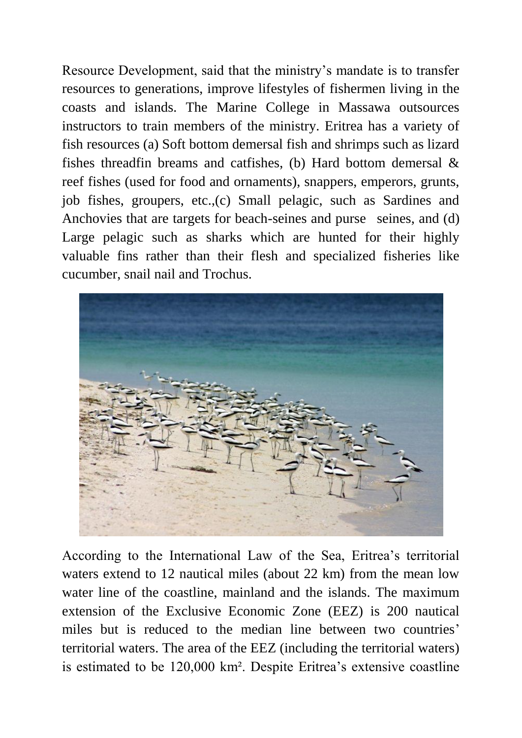Resource Development, said that the ministry's mandate is to transfer resources to generations, improve lifestyles of fishermen living in the coasts and islands. The Marine College in Massawa outsources instructors to train members of the ministry. Eritrea has a variety of fish resources (a) Soft bottom demersal fish and shrimps such as lizard fishes threadfin breams and catfishes, (b) Hard bottom demersal & reef fishes (used for food and ornaments), snappers, emperors, grunts, job fishes, groupers, etc.,(c) Small pelagic, such as Sardines and Anchovies that are targets for beach-seines and purse seines, and (d) Large pelagic such as sharks which are hunted for their highly valuable fins rather than their flesh and specialized fisheries like cucumber, snail nail and Trochus.

According to the International Law of the Sea, Eritrea's territorial waters extend to 12 nautical miles (about 22 km) from the mean low water line of the coastline, mainland and the islands. The maximum extension of the Exclusive Economic Zone (EEZ) is 200 nautical miles but is reduced to the median line between two countries' territorial waters. The area of the EEZ (including the territorial waters) is estimated to be 120,000 km². Despite Eritrea's extensive coastline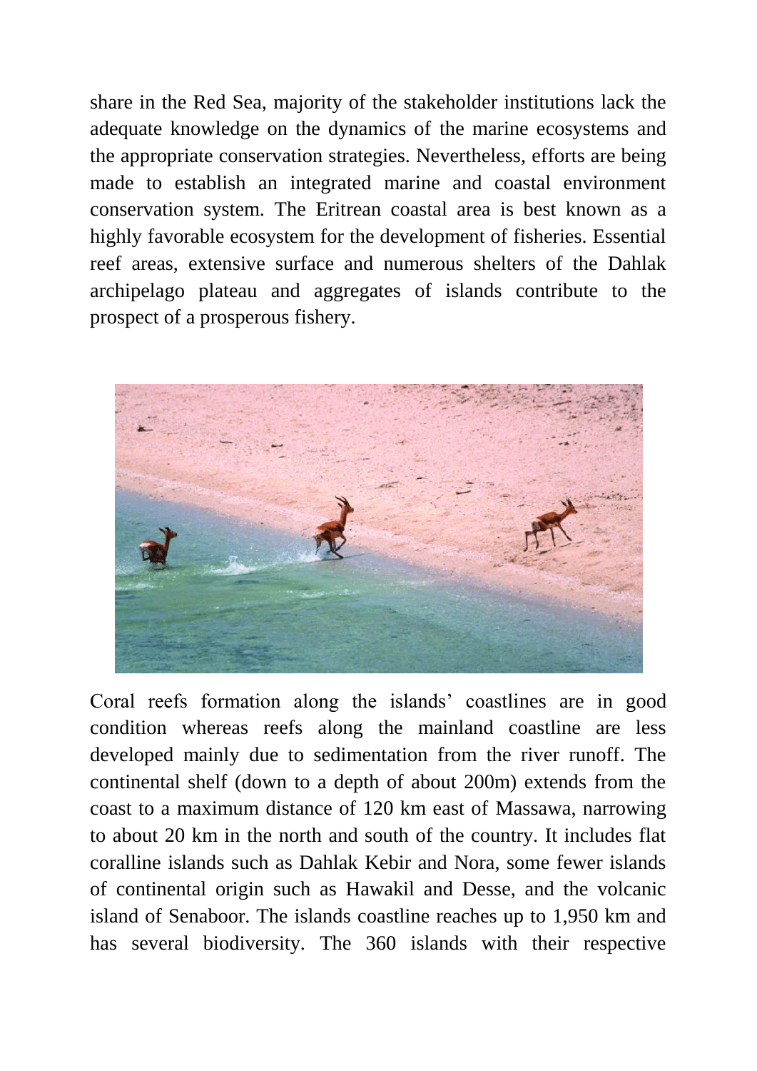share in the Red Sea, majority of the stakeholder institutions lack the adequate knowledge on the dynamics of the marine ecosystems and the appropriate conservation strategies. Nevertheless, efforts are being made to establish an integrated marine and coastal environment conservation system. The Eritrean coastal area is best known as a highly favorable ecosystem for the development of fisheries. Essential reef areas, extensive surface and numerous shelters of the Dahlak archipelago plateau and aggregates of islands contribute to the prospect of a prosperous fishery.

Coral reefs formation along the islands' coastlines are in good condition whereas reefs along the mainland coastline are less developed mainly due to sedimentation from the river runoff. The continental shelf (down to a depth of about 200m) extends from the coast to a maximum distance of 120 km east of Massawa, narrowing to about 20 km in the north and south of the country. It includes flat coralline islands such as Dahlak Kebir and Nora, some fewer islands of continental origin such as Hawakil and Desse, and the volcanic island of Senaboor. The islands coastline reaches up to 1,950 km and has several biodiversity. The 360 islands with their respective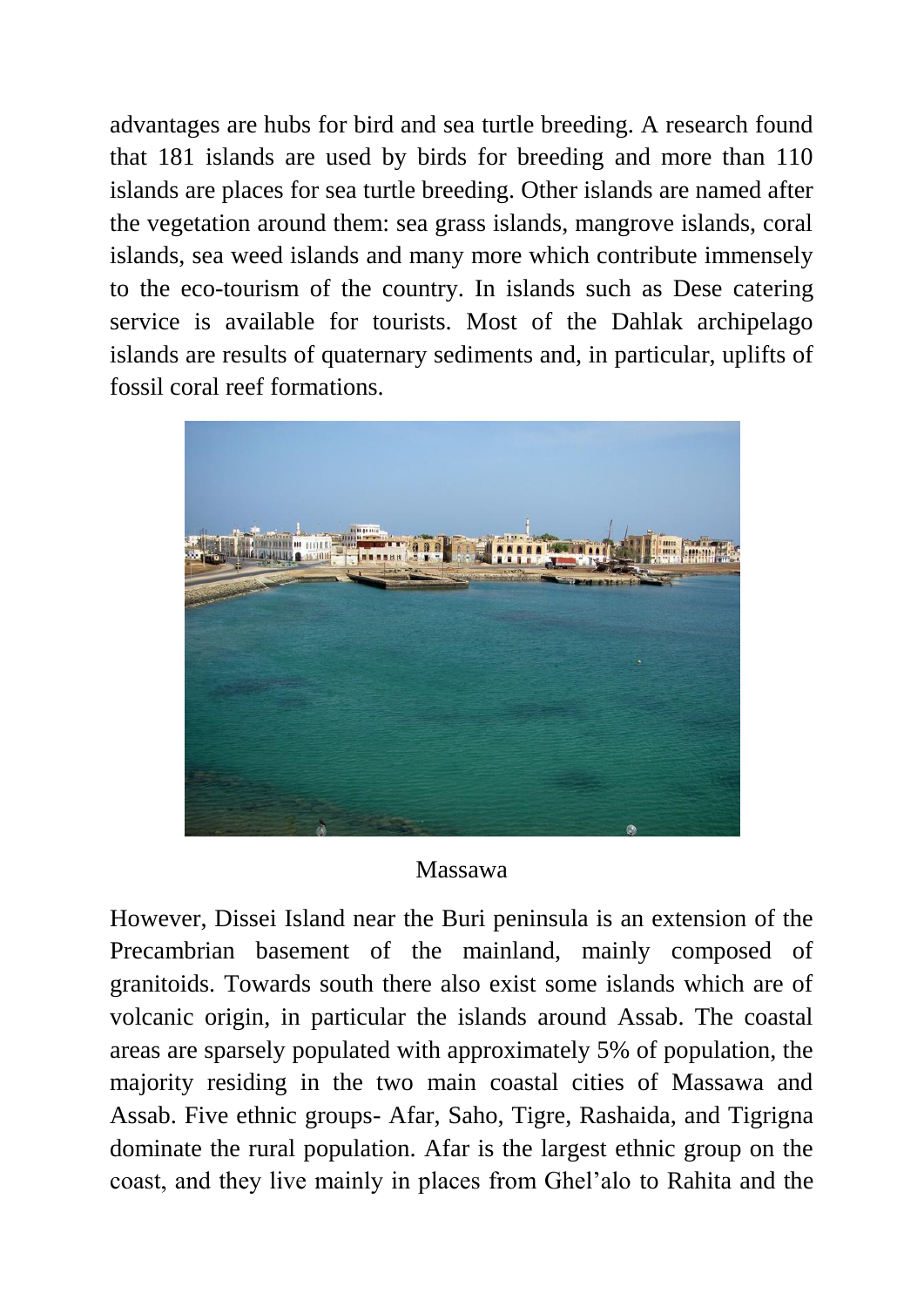advantages are hubs for bird and sea turtle breeding. A research found that 181 islands are used by birds for breeding and more than 110 islands are places for sea turtle breeding. Other islands are named after the vegetation around them: sea grass islands, mangrove islands, coral islands, sea weed islands and many more which contribute immensely to the eco-tourism of the country. In islands such as Dese catering service is available for tourists. Most of the Dahlak archipelago islands are results of quaternary sediments and, in particular, uplifts of fossil coral reef formations.

Massawa

However, Dissei Island near the Buri peninsula is an extension of the Precambrian basement of the mainland, mainly composed of granitoids. Towards south there also exist some islands which are of volcanic origin, in particular the islands around Assab. The coastal areas are sparsely populated with approximately 5% of population, the majority residing in the two main coastal cities of Massawa and Assab. Five ethnic groups- Afar, Saho, Tigre, Rashaida, and Tigrigna dominate the rural population. Afar is the largest ethnic group on the coast, and they live mainly in places from Ghel'alo to Rahita and the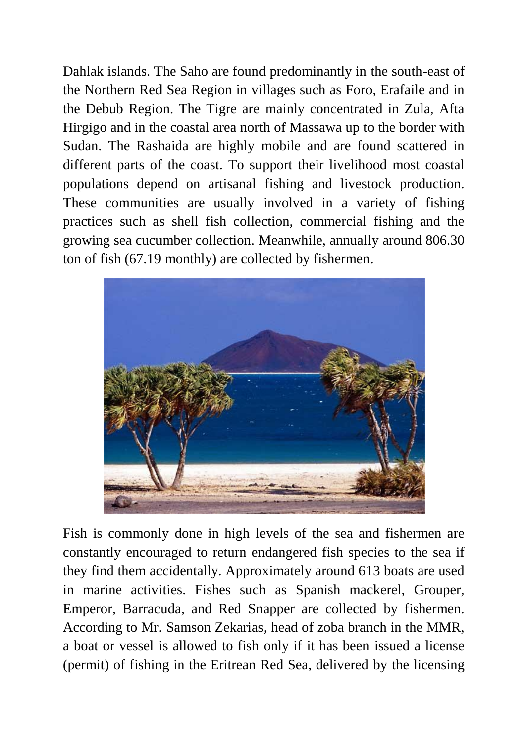Dahlak islands. The Saho are found predominantly in the south-east of the Northern Red Sea Region in villages such as Foro, Erafaile and in the Debub Region. The Tigre are mainly concentrated in Zula, Afta Hirgigo and in the coastal area north of Massawa up to the border with Sudan. The Rashaida are highly mobile and are found scattered in different parts of the coast. To support their livelihood most coastal populations depend on artisanal fishing and livestock production. These communities are usually involved in a variety of fishing practices such as shell fish collection, commercial fishing and the growing sea cucumber collection. Meanwhile, annually around 806.30 ton of fish (67.19 monthly) are collected by fishermen.

Fish is commonly done in high levels of the sea and fishermen are constantly encouraged to return endangered fish species to the sea if they find them accidentally. Approximately around 613 boats are used in marine activities. Fishes such as Spanish mackerel, Grouper, Emperor, Barracuda, and Red Snapper are collected by fishermen. According to Mr. Samson Zekarias, head of zoba branch in the MMR, a boat or vessel is allowed to fish only if it has been issued a license (permit) of fishing in the Eritrean Red Sea, delivered by the licensing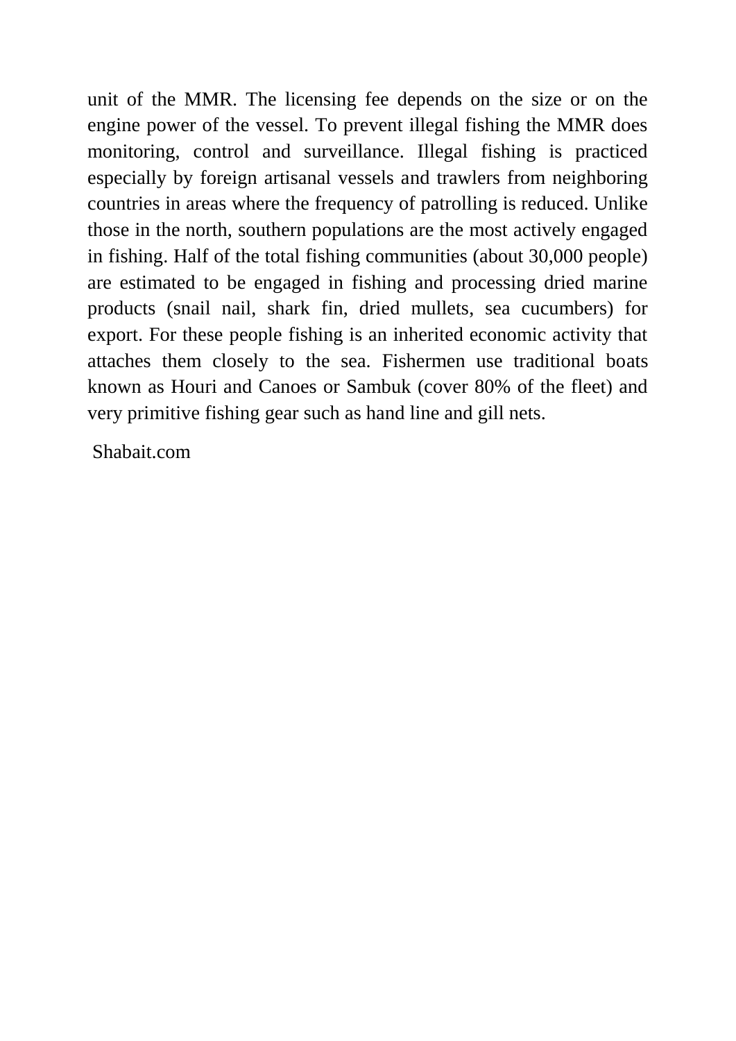unit of the MMR. The licensing fee depends on the size or on the engine power of the vessel. To prevent illegal fishing the MMR does monitoring, control and surveillance. Illegal fishing is practiced especially by foreign artisanal vessels and trawlers from neighboring countries in areas where the frequency of patrolling is reduced. Unlike those in the north, southern populations are the most actively engaged in fishing. Half of the total fishing communities (about 30,000 people) are estimated to be engaged in fishing and processing dried marine products (snail nail, shark fin, dried mullets, sea cucumbers) for export. For these people fishing is an inherited economic activity that attaches them closely to the sea. Fishermen use traditional boats known as Houri and Canoes or Sambuk (cover 80% of the fleet) and very primitive fishing gear such as hand line and gill nets.

Shabait.com